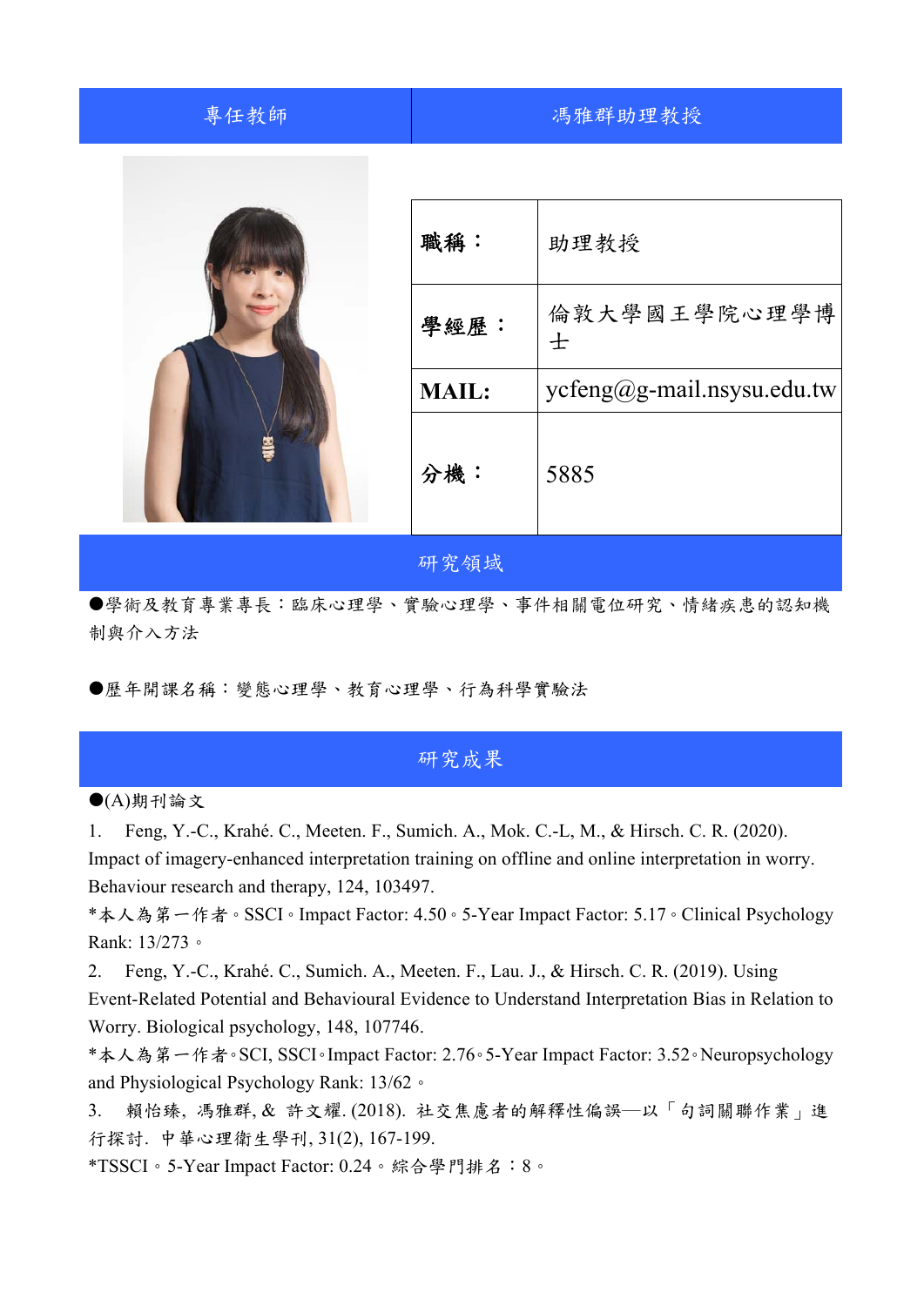| 專任教師 | 馮雅群助理教授 |
|---|---|

| | |
|---|---|
| **職稱：** | 助理教授 |
| **學經歷：** | 倫敦大學國王學院心理學博士 |
| **MAIL:** | ycfeng@g-mail.nsysu.edu.tw |
| **分機：** | 5885 |

## 研究領域

●學術及教育專業專長：臨床心理學、實驗心理學、事件相關電位研究、情緒疾患的認知機制與介入方法

●歷年開課名稱：變態心理學、教育心理學、行為科學實驗法

## 研究成果

●(A)期刊論文

1. Feng, Y.-C., Krahé. C., Meeten. F., Sumich. A., Mok. C.-L, M., & Hirsch. C. R. (2020). Impact of imagery-enhanced interpretation training on offline and online interpretation in worry. Behaviour research and therapy, 124, 103497.
*本人為第一作者。SSCI。Impact Factor: 4.50。5-Year Impact Factor: 5.17。Clinical Psychology Rank: 13/273。
2. Feng, Y.-C., Krahé. C., Sumich. A., Meeten. F., Lau. J., & Hirsch. C. R. (2019). Using Event-Related Potential and Behavioural Evidence to Understand Interpretation Bias in Relation to Worry. Biological psychology, 148, 107746.
*本人為第一作者。SCI, SSCI。Impact Factor: 2.76。5-Year Impact Factor: 3.52。Neuropsychology and Physiological Psychology Rank: 13/62。
3. 賴怡臻, 馮雅群, & 許文耀. (2018). 社交焦慮者的解釋性偏誤—以「句詞關聯作業」進行探討. 中華心理衛生學刊, 31(2), 167-199.
*TSSCI。5-Year Impact Factor: 0.24。綜合學門排名：8。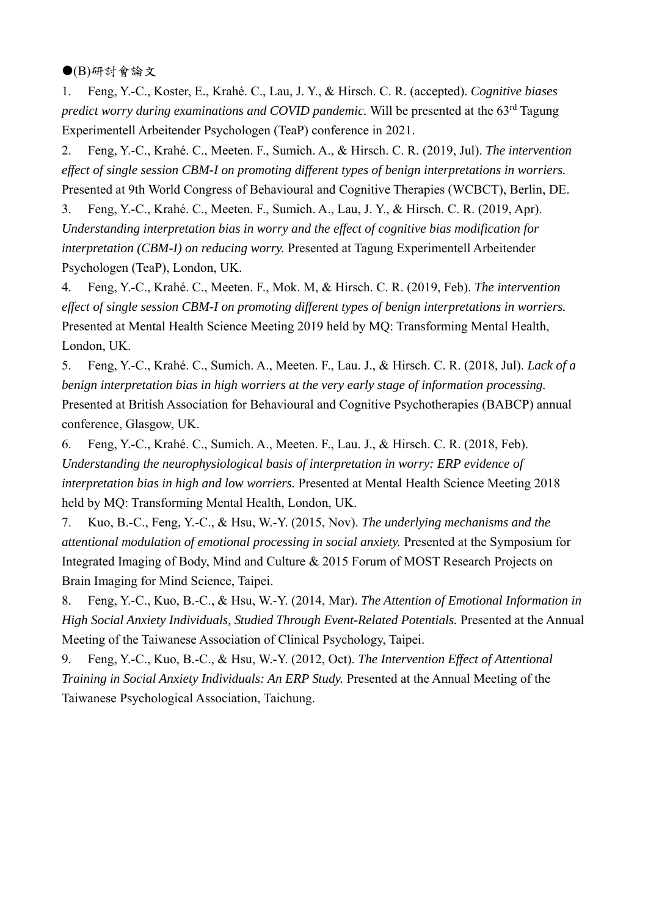●(B)研討會論文

1. Feng, Y.-C., Koster, E., Krahé. C., Lau, J. Y., & Hirsch. C. R. (accepted). *Cognitive biases predict worry during examinations and COVID pandemic.* Will be presented at the 63rd Tagung Experimentell Arbeitender Psychologen (TeaP) conference in 2021.
2. Feng, Y.-C., Krahé. C., Meeten. F., Sumich. A., & Hirsch. C. R. (2019, Jul). *The intervention effect of single session CBM-I on promoting different types of benign interpretations in worriers.* Presented at 9th World Congress of Behavioural and Cognitive Therapies (WCBCT), Berlin, DE.
3. Feng, Y.-C., Krahé. C., Meeten. F., Sumich. A., Lau, J. Y., & Hirsch. C. R. (2019, Apr). *Understanding interpretation bias in worry and the effect of cognitive bias modification for interpretation (CBM-I) on reducing worry.* Presented at Tagung Experimentell Arbeitender Psychologen (TeaP), London, UK.
4. Feng, Y.-C., Krahé. C., Meeten. F., Mok. M, & Hirsch. C. R. (2019, Feb). *The intervention effect of single session CBM-I on promoting different types of benign interpretations in worriers.* Presented at Mental Health Science Meeting 2019 held by MQ: Transforming Mental Health, London, UK.
5. Feng, Y.-C., Krahé. C., Sumich. A., Meeten. F., Lau. J., & Hirsch. C. R. (2018, Jul). *Lack of a benign interpretation bias in high worriers at the very early stage of information processing.* Presented at British Association for Behavioural and Cognitive Psychotherapies (BABCP) annual conference, Glasgow, UK.
6. Feng, Y.-C., Krahé. C., Sumich. A., Meeten. F., Lau. J., & Hirsch. C. R. (2018, Feb). *Understanding the neurophysiological basis of interpretation in worry: ERP evidence of interpretation bias in high and low worriers.* Presented at Mental Health Science Meeting 2018 held by MQ: Transforming Mental Health, London, UK.
7. Kuo, B.-C., Feng, Y.-C., & Hsu, W.-Y. (2015, Nov). *The underlying mechanisms and the attentional modulation of emotional processing in social anxiety.* Presented at the Symposium for Integrated Imaging of Body, Mind and Culture & 2015 Forum of MOST Research Projects on Brain Imaging for Mind Science, Taipei.
8. Feng, Y.-C., Kuo, B.-C., & Hsu, W.-Y. (2014, Mar). *The Attention of Emotional Information in High Social Anxiety Individuals, Studied Through Event-Related Potentials.* Presented at the Annual Meeting of the Taiwanese Association of Clinical Psychology, Taipei.
9. Feng, Y.-C., Kuo, B.-C., & Hsu, W.-Y. (2012, Oct). *The Intervention Effect of Attentional Training in Social Anxiety Individuals: An ERP Study.* Presented at the Annual Meeting of the Taiwanese Psychological Association, Taichung.